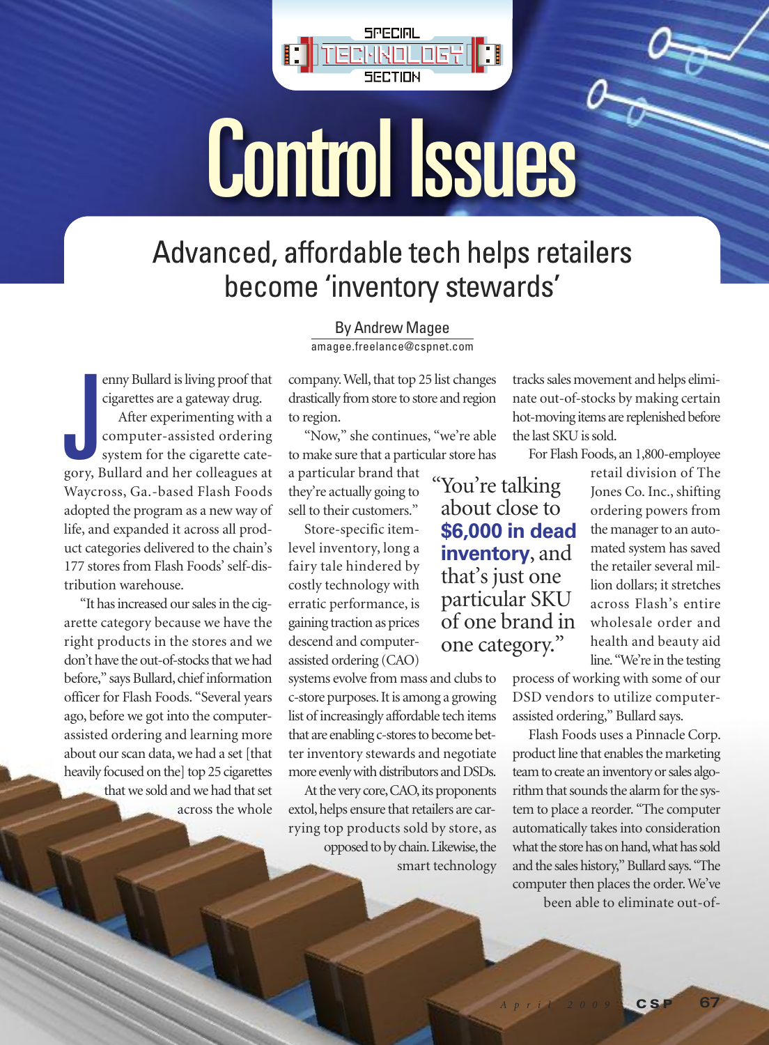SPECIAL TECHNOLOGY SECTION

# Control Issues

## Advanced, affordable tech helps retailers become 'inventory stewards'

By Andrew Magee
amagee.freelance@cspnet.com

Jenny Bullard is living proof that cigarettes are a gateway drug.

After experimenting with a computer-assisted ordering system for the cigarette category, Bullard and her colleagues at Waycross, Ga.-based Flash Foods adopted the program as a new way of life, and expanded it across all product categories delivered to the chain's 177 stores from Flash Foods' self-distribution warehouse.

"It has increased our sales in the cigarette category because we have the right products in the stores and we don't have the out-of-stocks that we had before," says Bullard, chief information officer for Flash Foods. "Several years ago, before we got into the computer-assisted ordering and learning more about our scan data, we had a set [that heavily focused on the] top 25 cigarettes that we sold and we had that set across the whole company. Well, that top 25 list changes drastically from store to store and region to region.

"Now," she continues, "we're able to make sure that a particular store has a particular brand that they're actually going to sell to their customers."

> "You're talking about close to **$6,000 in dead inventory**, and that's just one particular SKU of one brand in one category."

Store-specific item-level inventory, long a fairy tale hindered by costly technology with erratic performance, is gaining traction as prices descend and computer-assisted ordering (CAO) systems evolve from mass and clubs to c-store purposes. It is among a growing list of increasingly affordable tech items that are enabling c-stores to become better inventory stewards and negotiate more evenly with distributors and DSDs.

At the very core, CAO, its proponents extol, helps ensure that retailers are carrying top products sold by store, as opposed to by chain. Likewise, the smart technology tracks sales movement and helps eliminate out-of-stocks by making certain hot-moving items are replenished before the last SKU is sold.

For Flash Foods, an 1,800-employee retail division of The Jones Co. Inc., shifting ordering powers from the manager to an automated system has saved the retailer several million dollars; it stretches across Flash's entire wholesale order and health and beauty aid line. "We're in the testing process of working with some of our DSD vendors to utilize computer-assisted ordering," Bullard says.

Flash Foods uses a Pinnacle Corp. product line that enables the marketing team to create an inventory or sales algorithm that sounds the alarm for the system to place a reorder. "The computer automatically takes into consideration what the store has on hand, what has sold and the sales history," Bullard says. "The computer then places the order. We've been able to eliminate out-of-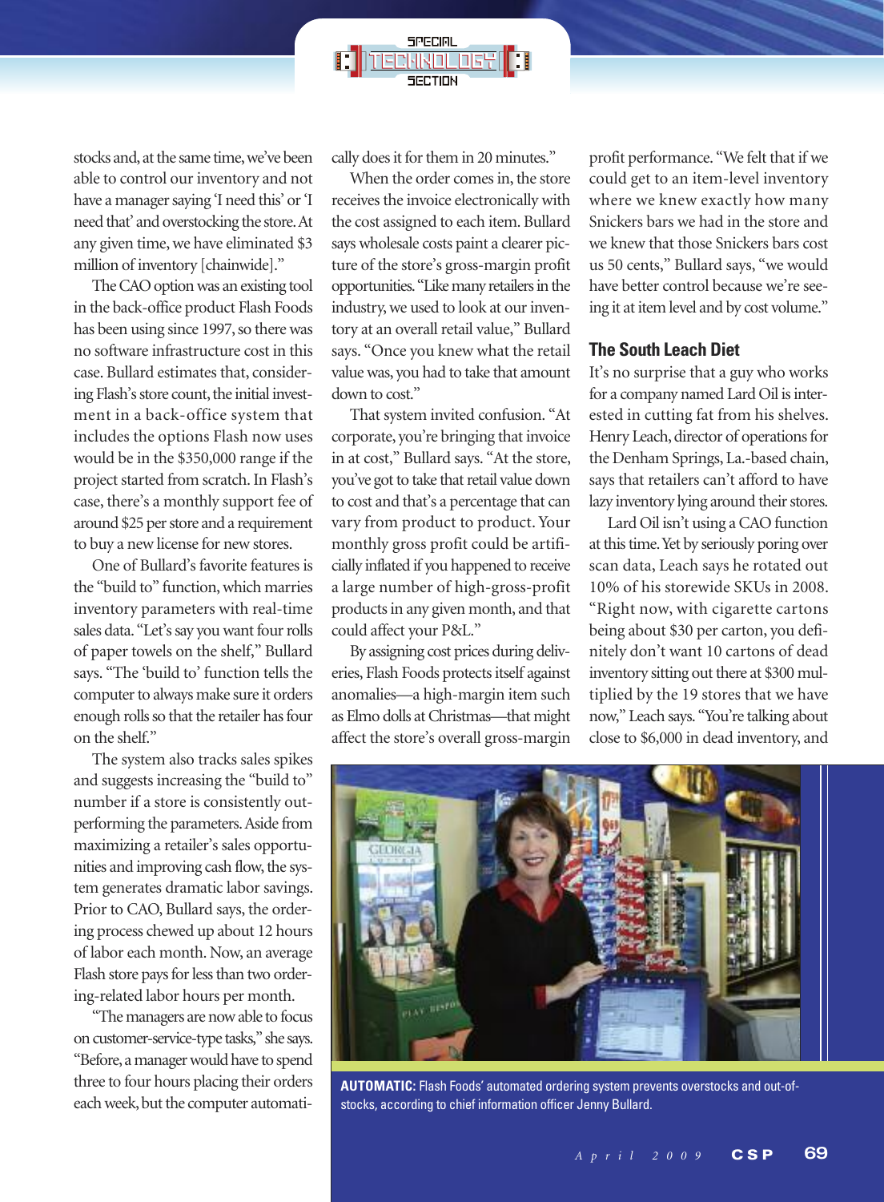stocks and, at the same time, we've been able to control our inventory and not have a manager saying 'I need this' or 'I need that' and overstocking the store. At any given time, we have eliminated $3 million of inventory [chainwide]."

The CAO option was an existing tool in the back-office product Flash Foods has been using since 1997, so there was no software infrastructure cost in this case. Bullard estimates that, considering Flash's store count, the initial investment in a back-office system that includes the options Flash now uses would be in the $350,000 range if the project started from scratch. In Flash's case, there's a monthly support fee of around $25 per store and a requirement to buy a new license for new stores.

One of Bullard's favorite features is the "build to" function, which marries inventory parameters with real-time sales data. "Let's say you want four rolls of paper towels on the shelf," Bullard says. "The 'build to' function tells the computer to always make sure it orders enough rolls so that the retailer has four on the shelf."

The system also tracks sales spikes and suggests increasing the "build to" number if a store is consistently outperforming the parameters. Aside from maximizing a retailer's sales opportunities and improving cash flow, the system generates dramatic labor savings. Prior to CAO, Bullard says, the ordering process chewed up about 12 hours of labor each month. Now, an average Flash store pays for less than two ordering-related labor hours per month.

"The managers are now able to focus on customer-service-type tasks," she says. "Before, a manager would have to spend three to four hours placing their orders each week, but the computer automatically does it for them in 20 minutes."

When the order comes in, the store receives the invoice electronically with the cost assigned to each item. Bullard says wholesale costs paint a clearer picture of the store's gross-margin profit opportunities. "Like many retailers in the industry, we used to look at our inventory at an overall retail value," Bullard says. "Once you knew what the retail value was, you had to take that amount down to cost."

That system invited confusion. "At corporate, you're bringing that invoice in at cost," Bullard says. "At the store, you've got to take that retail value down to cost and that's a percentage that can vary from product to product. Your monthly gross profit could be artificially inflated if you happened to receive a large number of high-gross-profit products in any given month, and that could affect your P&L."

By assigning cost prices during deliveries, Flash Foods protects itself against anomalies—a high-margin item such as Elmo dolls at Christmas—that might affect the store's overall gross-margin profit performance. "We felt that if we could get to an item-level inventory where we knew exactly how many Snickers bars we had in the store and we knew that those Snickers bars cost us 50 cents," Bullard says, "we would have better control because we're seeing it at item level and by cost volume."

### The South Leach Diet

It's no surprise that a guy who works for a company named Lard Oil is interested in cutting fat from his shelves. Henry Leach, director of operations for the Denham Springs, La.-based chain, says that retailers can't afford to have lazy inventory lying around their stores.

Lard Oil isn't using a CAO function at this time. Yet by seriously poring over scan data, Leach says he rotated out 10% of his storewide SKUs in 2008. "Right now, with cigarette cartons being about $30 per carton, you definitely don't want 10 cartons of dead inventory sitting out there at $300 multiplied by the 19 stores that we have now," Leach says. "You're talking about close to $6,000 in dead inventory, and

**AUTOMATIC:** Flash Foods' automated ordering system prevents overstocks and out-of-stocks, according to chief information officer Jenny Bullard.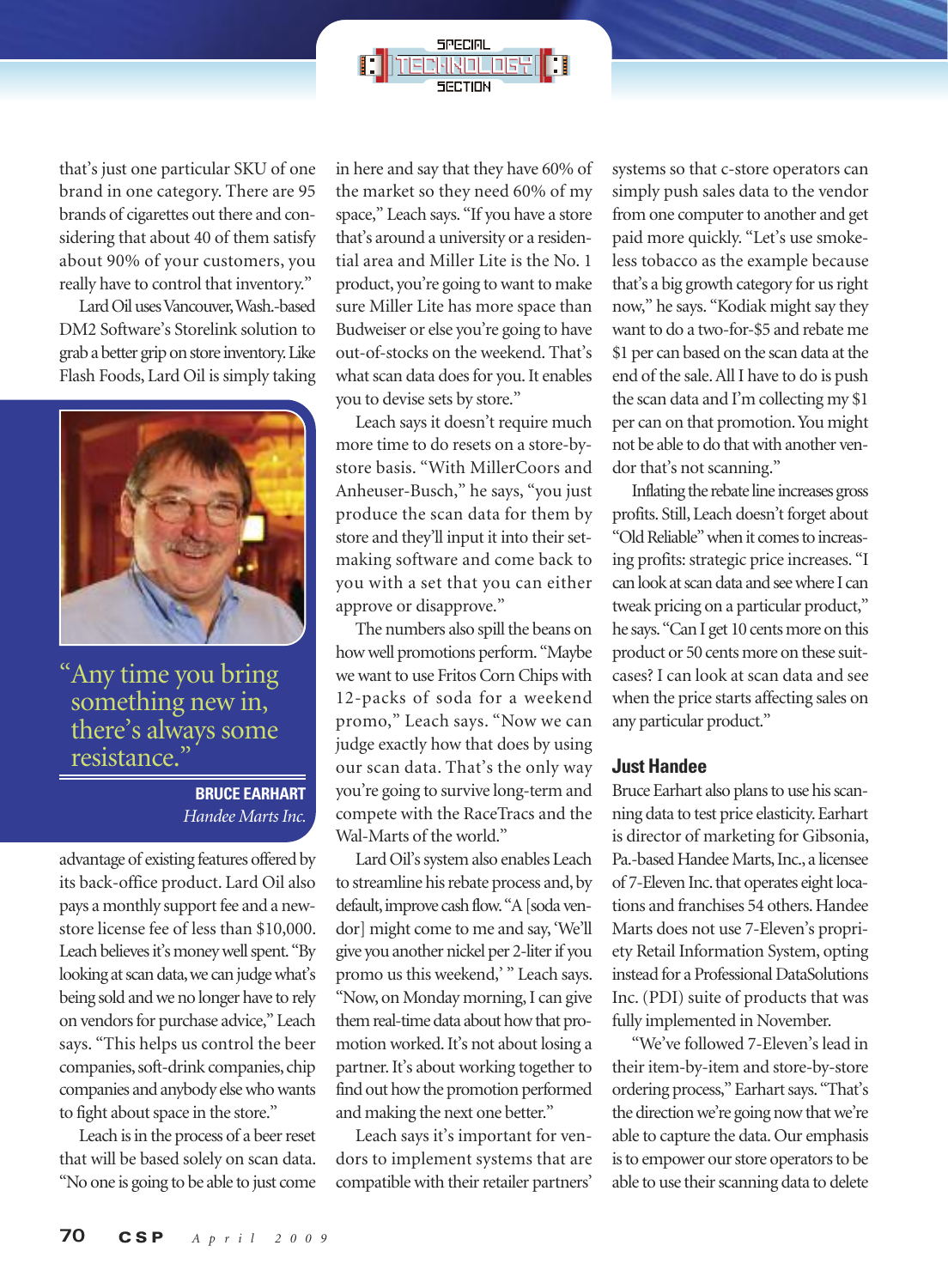that's just one particular SKU of one brand in one category. There are 95 brands of cigarettes out there and considering that about 40 of them satisfy about 90% of your customers, you really have to control that inventory."

Lard Oil uses Vancouver, Wash.-based DM2 Software's Storelink solution to grab a better grip on store inventory. Like Flash Foods, Lard Oil is simply taking advantage of existing features offered by its back-office product. Lard Oil also pays a monthly support fee and a new-store license fee of less than $10,000. Leach believes it's money well spent. "By looking at scan data, we can judge what's being sold and we no longer have to rely on vendors for purchase advice," Leach says. "This helps us control the beer companies, soft-drink companies, chip companies and anybody else who wants to fight about space in the store."

> "Any time you bring something new in, there's always some resistance."
>
> **BRUCE EARHART**
> *Handee Marts Inc.*

Leach is in the process of a beer reset that will be based solely on scan data. "No one is going to be able to just come in here and say that they have 60% of the market so they need 60% of my space," Leach says. "If you have a store that's around a university or a residential area and Miller Lite is the No. 1 product, you're going to want to make sure Miller Lite has more space than Budweiser or else you're going to have out-of-stocks on the weekend. That's what scan data does for you. It enables you to devise sets by store."

Leach says it doesn't require much more time to do resets on a store-by-store basis. "With MillerCoors and Anheuser-Busch," he says, "you just produce the scan data for them by store and they'll input it into their set-making software and come back to you with a set that you can either approve or disapprove."

The numbers also spill the beans on how well promotions perform. "Maybe we want to use Fritos Corn Chips with 12-packs of soda for a weekend promo," Leach says. "Now we can judge exactly how that does by using our scan data. That's the only way you're going to survive long-term and compete with the RaceTracs and the Wal-Marts of the world."

Lard Oil's system also enables Leach to streamline his rebate process and, by default, improve cash flow. "A [soda vendor] might come to me and say, 'We'll give you another nickel per 2-liter if you promo us this weekend,' " Leach says. "Now, on Monday morning, I can give them real-time data about how that promotion worked. It's not about losing a partner. It's about working together to find out how the promotion performed and making the next one better."

Leach says it's important for vendors to implement systems that are compatible with their retailer partners' systems so that c-store operators can simply push sales data to the vendor from one computer to another and get paid more quickly. "Let's use smokeless tobacco as the example because that's a big growth category for us right now," he says. "Kodiak might say they want to do a two-for-$5 and rebate me $1 per can based on the scan data at the end of the sale. All I have to do is push the scan data and I'm collecting my $1 per can on that promotion. You might not be able to do that with another vendor that's not scanning."

Inflating the rebate line increases gross profits. Still, Leach doesn't forget about "Old Reliable" when it comes to increasing profits: strategic price increases. "I can look at scan data and see where I can tweak pricing on a particular product," he says. "Can I get 10 cents more on this product or 50 cents more on these suitcases? I can look at scan data and see when the price starts affecting sales on any particular product."

## Just Handee

Bruce Earhart also plans to use his scanning data to test price elasticity. Earhart is director of marketing for Gibsonia, Pa.-based Handee Marts, Inc., a licensee of 7-Eleven Inc. that operates eight locations and franchises 54 others. Handee Marts does not use 7-Eleven's propriety Retail Information System, opting instead for a Professional DataSolutions Inc. (PDI) suite of products that was fully implemented in November.

"We've followed 7-Eleven's lead in their item-by-item and store-by-store ordering process," Earhart says. "That's the direction we're going now that we're able to capture the data. Our emphasis is to empower our store operators to be able to use their scanning data to delete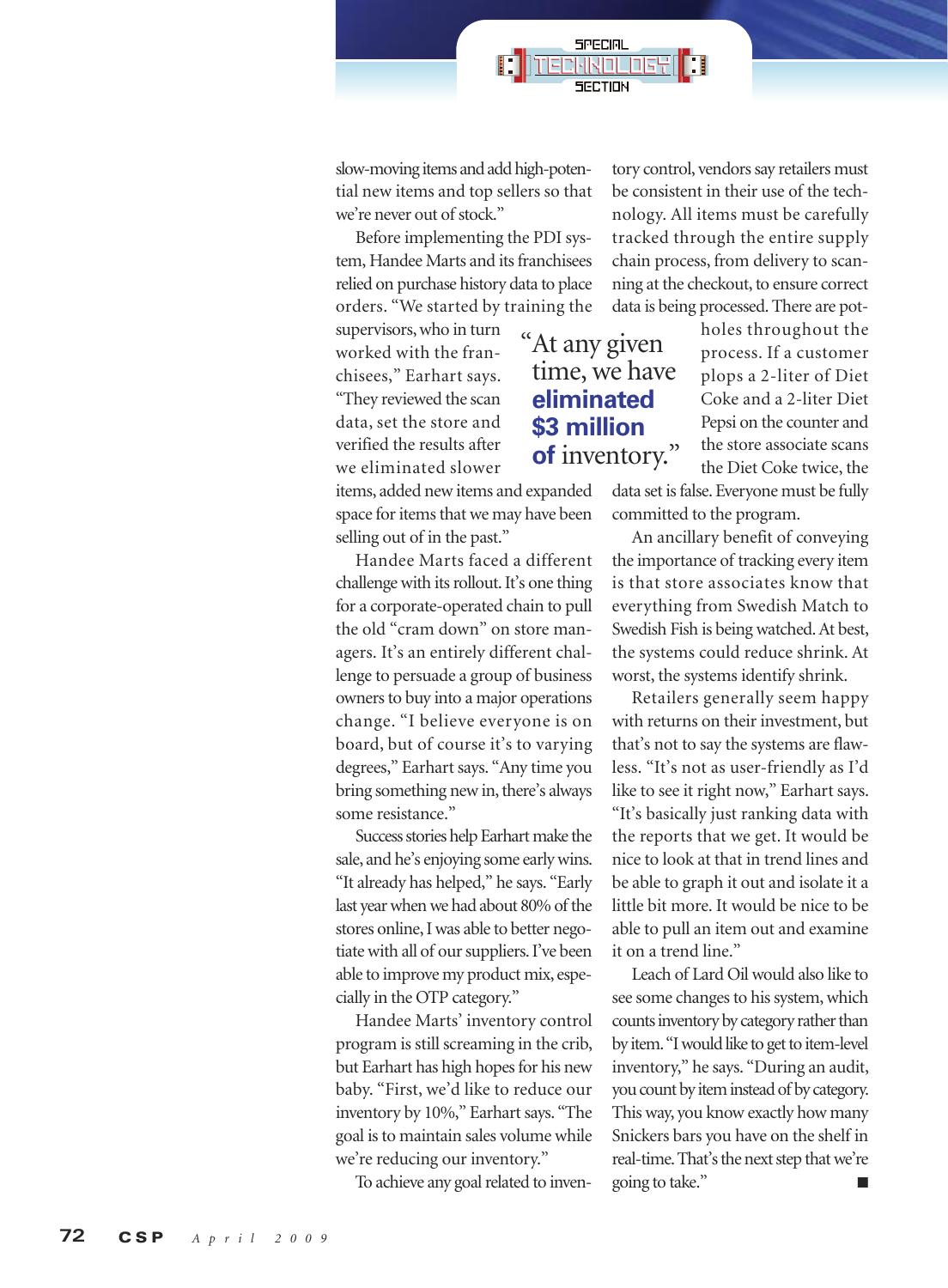slow-moving items and add high-potential new items and top sellers so that we're never out of stock."

Before implementing the PDI system, Handee Marts and its franchisees relied on purchase history data to place orders. "We started by training the supervisors, who in turn worked with the franchisees," Earhart says. "They reviewed the scan data, set the store and verified the results after we eliminated slower items, added new items and expanded space for items that we may have been selling out of in the past."

> "At any given time, we have **eliminated $3 million of** inventory."

Handee Marts faced a different challenge with its rollout. It's one thing for a corporate-operated chain to pull the old "cram down" on store managers. It's an entirely different challenge to persuade a group of business owners to buy into a major operations change. "I believe everyone is on board, but of course it's to varying degrees," Earhart says. "Any time you bring something new in, there's always some resistance."

Success stories help Earhart make the sale, and he's enjoying some early wins. "It already has helped," he says. "Early last year when we had about 80% of the stores online, I was able to better negotiate with all of our suppliers. I've been able to improve my product mix, especially in the OTP category."

Handee Marts' inventory control program is still screaming in the crib, but Earhart has high hopes for his new baby. "First, we'd like to reduce our inventory by 10%," Earhart says. "The goal is to maintain sales volume while we're reducing our inventory."

To achieve any goal related to inventory control, vendors say retailers must be consistent in their use of the technology. All items must be carefully tracked through the entire supply chain process, from delivery to scanning at the checkout, to ensure correct data is being processed. There are potholes throughout the process. If a customer plops a 2-liter of Diet Coke and a 2-liter Diet Pepsi on the counter and the store associate scans the Diet Coke twice, the data set is false. Everyone must be fully committed to the program.

An ancillary benefit of conveying the importance of tracking every item is that store associates know that everything from Swedish Match to Swedish Fish is being watched. At best, the systems could reduce shrink. At worst, the systems identify shrink.

Retailers generally seem happy with returns on their investment, but that's not to say the systems are flawless. "It's not as user-friendly as I'd like to see it right now," Earhart says. "It's basically just ranking data with the reports that we get. It would be nice to look at that in trend lines and be able to graph it out and isolate it a little bit more. It would be nice to be able to pull an item out and examine it on a trend line."

Leach of Lard Oil would also like to see some changes to his system, which counts inventory by category rather than by item. "I would like to get to item-level inventory," he says. "During an audit, you count by item instead of by category. This way, you know exactly how many Snickers bars you have on the shelf in real-time. That's the next step that we're going to take." ■